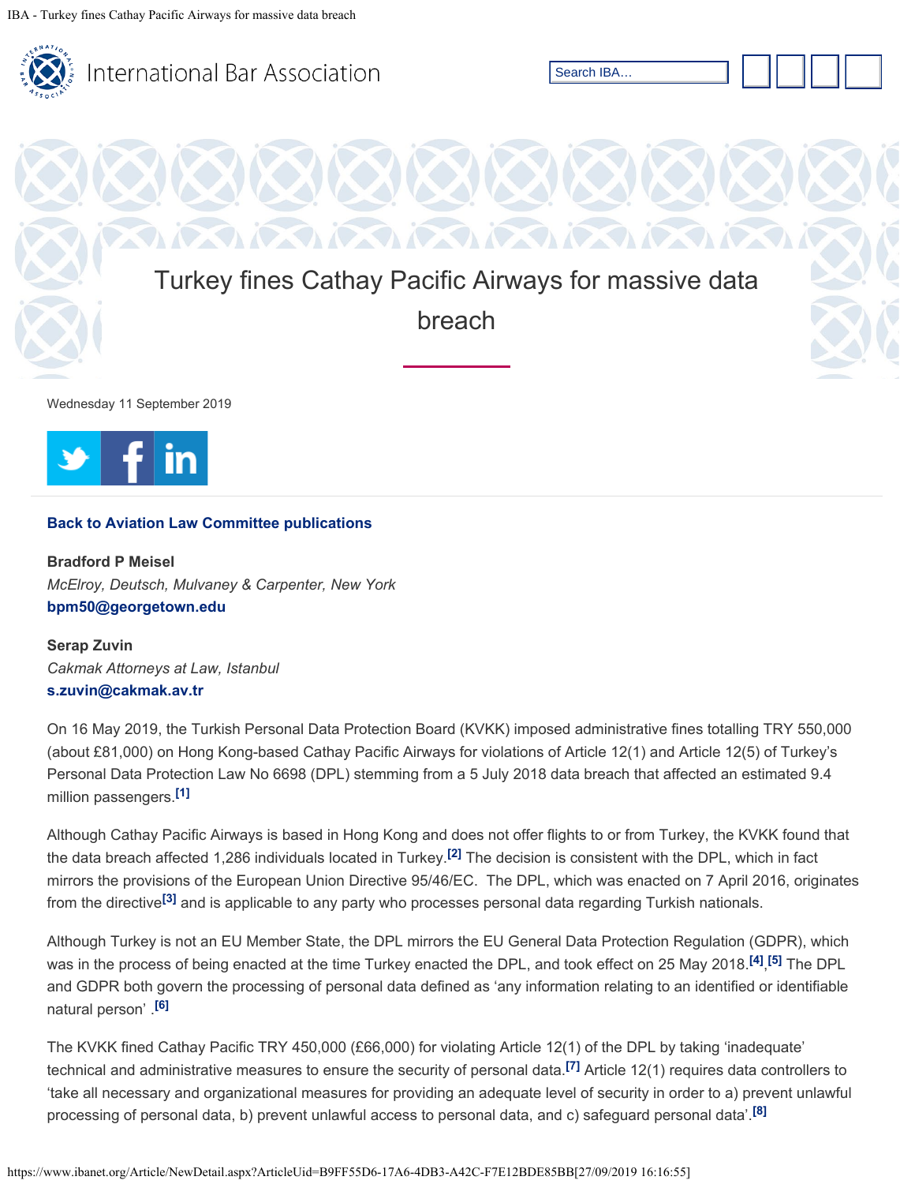# Turkey fines Cathay Pacific Airways for massive data breach

Wednesday 11 September 2019

**Back to Aviation Law Committee publications**

**Bradford P Meisel**
*McElroy, Deutsch, Mulvaney & Carpenter, New York*
**bpm50@georgetown.edu**

**Serap Zuvin**
*Cakmak Attorneys at Law, Istanbul*
**s.zuvin@cakmak.av.tr**

On 16 May 2019, the Turkish Personal Data Protection Board (KVKK) imposed administrative fines totalling TRY 550,000 (about £81,000) on Hong Kong-based Cathay Pacific Airways for violations of Article 12(1) and Article 12(5) of Turkey's Personal Data Protection Law No 6698 (DPL) stemming from a 5 July 2018 data breach that affected an estimated 9.4 million passengers.[1]

Although Cathay Pacific Airways is based in Hong Kong and does not offer flights to or from Turkey, the KVKK found that the data breach affected 1,286 individuals located in Turkey.[2] The decision is consistent with the DPL, which in fact mirrors the provisions of the European Union Directive 95/46/EC. The DPL, which was enacted on 7 April 2016, originates from the directive[3] and is applicable to any party who processes personal data regarding Turkish nationals.

Although Turkey is not an EU Member State, the DPL mirrors the EU General Data Protection Regulation (GDPR), which was in the process of being enacted at the time Turkey enacted the DPL, and took effect on 25 May 2018.[4],[5] The DPL and GDPR both govern the processing of personal data defined as 'any information relating to an identified or identifiable natural person' .[6]

The KVKK fined Cathay Pacific TRY 450,000 (£66,000) for violating Article 12(1) of the DPL by taking 'inadequate' technical and administrative measures to ensure the security of personal data.[7] Article 12(1) requires data controllers to 'take all necessary and organizational measures for providing an adequate level of security in order to a) prevent unlawful processing of personal data, b) prevent unlawful access to personal data, and c) safeguard personal data'.[8]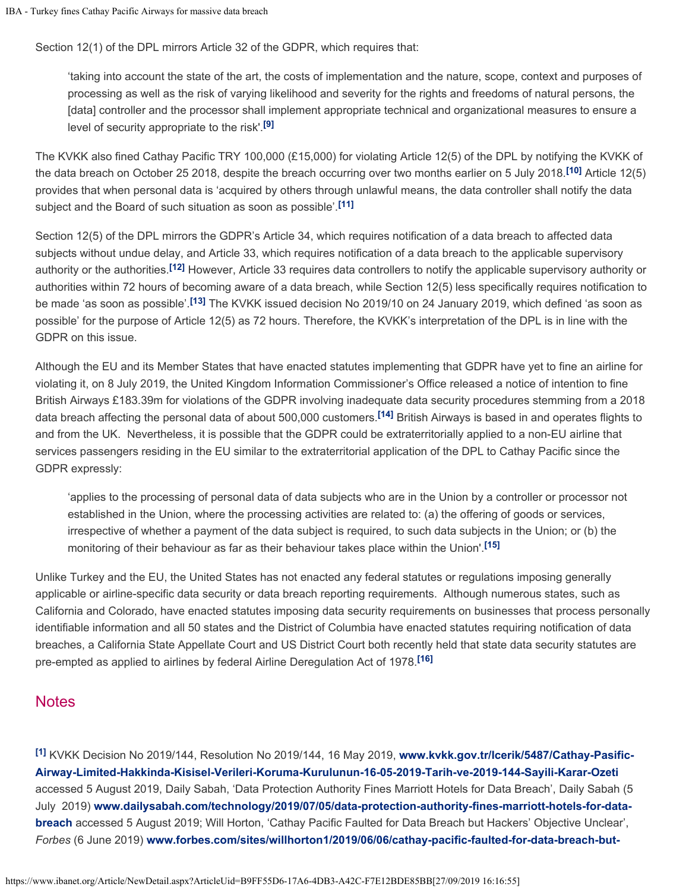Section 12(1) of the DPL mirrors Article 32 of the GDPR, which requires that:

> 'taking into account the state of the art, the costs of implementation and the nature, scope, context and purposes of processing as well as the risk of varying likelihood and severity for the rights and freedoms of natural persons, the [data] controller and the processor shall implement appropriate technical and organizational measures to ensure a level of security appropriate to the risk'.[9]

The KVKK also fined Cathay Pacific TRY 100,000 (£15,000) for violating Article 12(5) of the DPL by notifying the KVKK of the data breach on October 25 2018, despite the breach occurring over two months earlier on 5 July 2018.[10] Article 12(5) provides that when personal data is 'acquired by others through unlawful means, the data controller shall notify the data subject and the Board of such situation as soon as possible'.[11]

Section 12(5) of the DPL mirrors the GDPR's Article 34, which requires notification of a data breach to affected data subjects without undue delay, and Article 33, which requires notification of a data breach to the applicable supervisory authority or the authorities.[12] However, Article 33 requires data controllers to notify the applicable supervisory authority or authorities within 72 hours of becoming aware of a data breach, while Section 12(5) less specifically requires notification to be made 'as soon as possible'.[13] The KVKK issued decision No 2019/10 on 24 January 2019, which defined 'as soon as possible' for the purpose of Article 12(5) as 72 hours. Therefore, the KVKK's interpretation of the DPL is in line with the GDPR on this issue.

Although the EU and its Member States that have enacted statutes implementing that GDPR have yet to fine an airline for violating it, on 8 July 2019, the United Kingdom Information Commissioner's Office released a notice of intention to fine British Airways £183.39m for violations of the GDPR involving inadequate data security procedures stemming from a 2018 data breach affecting the personal data of about 500,000 customers.[14] British Airways is based in and operates flights to and from the UK. Nevertheless, it is possible that the GDPR could be extraterritorially applied to a non-EU airline that services passengers residing in the EU similar to the extraterritorial application of the DPL to Cathay Pacific since the GDPR expressly:

> 'applies to the processing of personal data of data subjects who are in the Union by a controller or processor not established in the Union, where the processing activities are related to: (a) the offering of goods or services, irrespective of whether a payment of the data subject is required, to such data subjects in the Union; or (b) the monitoring of their behaviour as far as their behaviour takes place within the Union'.[15]

Unlike Turkey and the EU, the United States has not enacted any federal statutes or regulations imposing generally applicable or airline-specific data security or data breach reporting requirements. Although numerous states, such as California and Colorado, have enacted statutes imposing data security requirements on businesses that process personally identifiable information and all 50 states and the District of Columbia have enacted statutes requiring notification of data breaches, a California State Appellate Court and US District Court both recently held that state data security statutes are pre-empted as applied to airlines by federal Airline Deregulation Act of 1978.[16]

## Notes

[1] KVKK Decision No 2019/144, Resolution No 2019/144, 16 May 2019, **www.kvkk.gov.tr/Icerik/5487/Cathay-Pasific-Airway-Limited-Hakkinda-Kisisel-Verileri-Koruma-Kurulunun-16-05-2019-Tarih-ve-2019-144-Sayili-Karar-Ozeti** accessed 5 August 2019, Daily Sabah, 'Data Protection Authority Fines Marriott Hotels for Data Breach', Daily Sabah (5 July 2019) **www.dailysabah.com/technology/2019/07/05/data-protection-authority-fines-marriott-hotels-for-data-breach** accessed 5 August 2019; Will Horton, 'Cathay Pacific Faulted for Data Breach but Hackers' Objective Unclear', *Forbes* (6 June 2019) **www.forbes.com/sites/willhorton1/2019/06/06/cathay-pacific-faulted-for-data-breach-but-**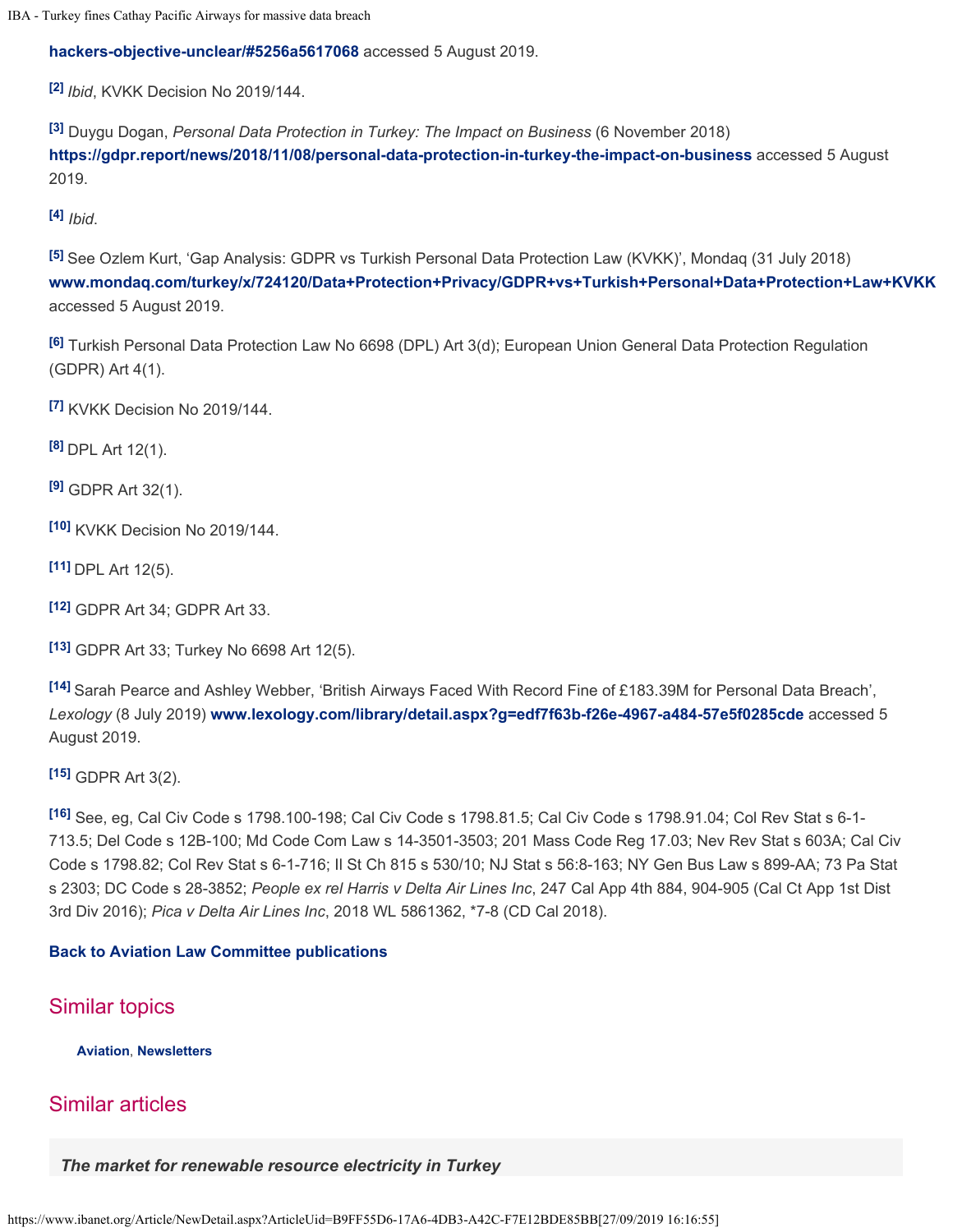**hackers-objective-unclear/#5256a5617068** accessed 5 August 2019.

[2] *Ibid*, KVKK Decision No 2019/144.

[3] Duygu Dogan, *Personal Data Protection in Turkey: The Impact on Business* (6 November 2018) **https://gdpr.report/news/2018/11/08/personal-data-protection-in-turkey-the-impact-on-business** accessed 5 August 2019.

[4] *Ibid*.

[5] See Ozlem Kurt, 'Gap Analysis: GDPR vs Turkish Personal Data Protection Law (KVKK)', Mondaq (31 July 2018) **www.mondaq.com/turkey/x/724120/Data+Protection+Privacy/GDPR+vs+Turkish+Personal+Data+Protection+Law+KVKK** accessed 5 August 2019.

[6] Turkish Personal Data Protection Law No 6698 (DPL) Art 3(d); European Union General Data Protection Regulation (GDPR) Art 4(1).

[7] KVKK Decision No 2019/144.

[8] DPL Art 12(1).

[9] GDPR Art 32(1).

[10] KVKK Decision No 2019/144.

[11] DPL Art 12(5).

[12] GDPR Art 34; GDPR Art 33.

[13] GDPR Art 33; Turkey No 6698 Art 12(5).

[14] Sarah Pearce and Ashley Webber, 'British Airways Faced With Record Fine of £183.39M for Personal Data Breach', *Lexology* (8 July 2019) **www.lexology.com/library/detail.aspx?g=edf7f63b-f26e-4967-a484-57e5f0285cde** accessed 5 August 2019.

[15] GDPR Art 3(2).

[16] See, eg, Cal Civ Code s 1798.100-198; Cal Civ Code s 1798.81.5; Cal Civ Code s 1798.91.04; Col Rev Stat s 6-1-713.5; Del Code s 12B-100; Md Code Com Law s 14-3501-3503; 201 Mass Code Reg 17.03; Nev Rev Stat s 603A; Cal Civ Code s 1798.82; Col Rev Stat s 6-1-716; Il St Ch 815 s 530/10; NJ Stat s 56:8-163; NY Gen Bus Law s 899-AA; 73 Pa Stat s 2303; DC Code s 28-3852; *People ex rel Harris v Delta Air Lines Inc*, 247 Cal App 4th 884, 904-905 (Cal Ct App 1st Dist 3rd Div 2016); *Pica v Delta Air Lines Inc*, 2018 WL 5861362, *7-8 (CD Cal 2018).

**Back to Aviation Law Committee publications**

## Similar topics

**Aviation**, **Newsletters**

## Similar articles

***The market for renewable resource electricity in Turkey***